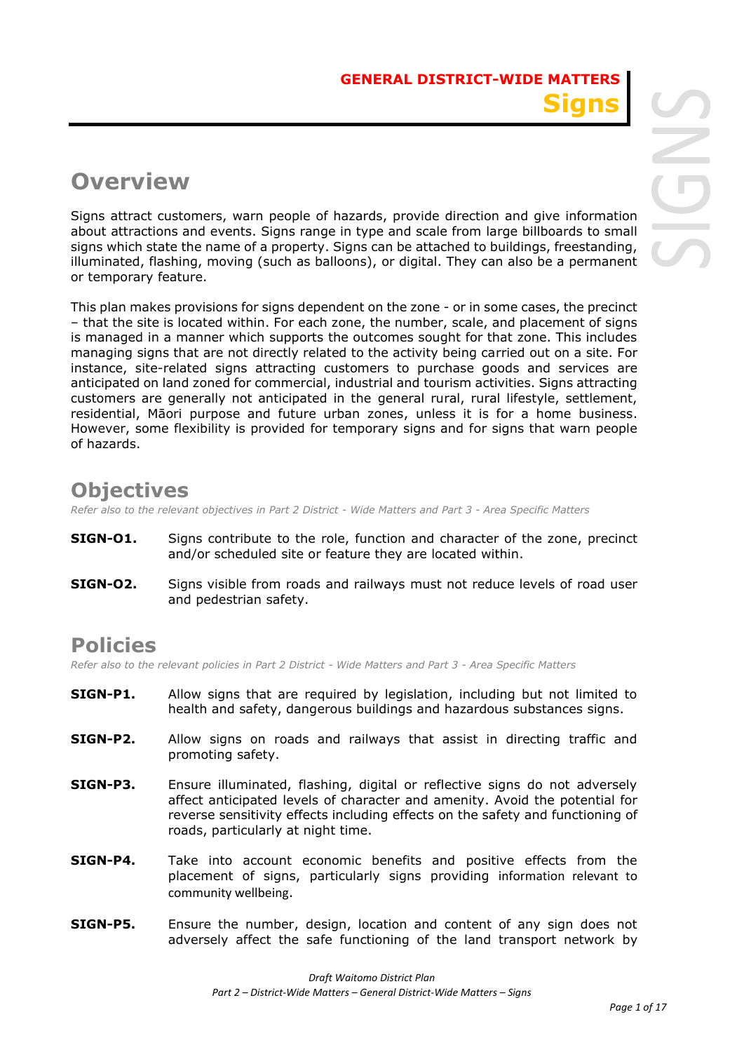# GENERAL DISTRICT-WIDE MATTERS
# Signs

## Overview

Signs attract customers, warn people of hazards, provide direction and give information about attractions and events. Signs range in type and scale from large billboards to small signs which state the name of a property. Signs can be attached to buildings, freestanding, illuminated, flashing, moving (such as balloons), or digital. They can also be a permanent or temporary feature.

This plan makes provisions for signs dependent on the zone - or in some cases, the precinct – that the site is located within. For each zone, the number, scale, and placement of signs is managed in a manner which supports the outcomes sought for that zone. This includes managing signs that are not directly related to the activity being carried out on a site. For instance, site-related signs attracting customers to purchase goods and services are anticipated on land zoned for commercial, industrial and tourism activities. Signs attracting customers are generally not anticipated in the general rural, rural lifestyle, settlement, residential, Māori purpose and future urban zones, unless it is for a home business. However, some flexibility is provided for temporary signs and for signs that warn people of hazards.

## Objectives

*Refer also to the relevant objectives in Part 2 District - Wide Matters and Part 3 - Area Specific Matters*

**SIGN-O1.** Signs contribute to the role, function and character of the zone, precinct and/or scheduled site or feature they are located within.

**SIGN-O2.** Signs visible from roads and railways must not reduce levels of road user and pedestrian safety.

## Policies

*Refer also to the relevant policies in Part 2 District - Wide Matters and Part 3 - Area Specific Matters*

**SIGN-P1.** Allow signs that are required by legislation, including but not limited to health and safety, dangerous buildings and hazardous substances signs.

**SIGN-P2.** Allow signs on roads and railways that assist in directing traffic and promoting safety.

**SIGN-P3.** Ensure illuminated, flashing, digital or reflective signs do not adversely affect anticipated levels of character and amenity. Avoid the potential for reverse sensitivity effects including effects on the safety and functioning of roads, particularly at night time.

**SIGN-P4.** Take into account economic benefits and positive effects from the placement of signs, particularly signs providing information relevant to community wellbeing.

**SIGN-P5.** Ensure the number, design, location and content of any sign does not adversely affect the safe functioning of the land transport network by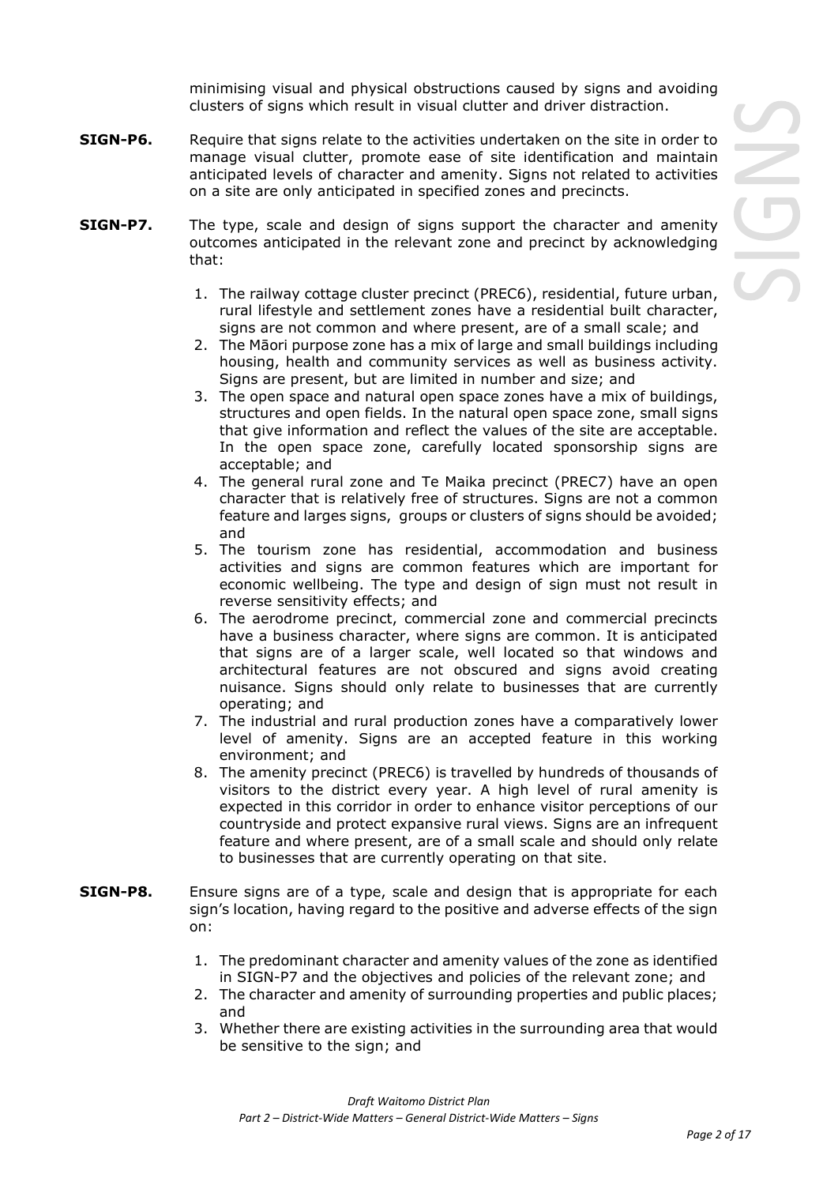minimising visual and physical obstructions caused by signs and avoiding clusters of signs which result in visual clutter and driver distraction.

**SIGN-P6.** Require that signs relate to the activities undertaken on the site in order to manage visual clutter, promote ease of site identification and maintain anticipated levels of character and amenity. Signs not related to activities on a site are only anticipated in specified zones and precincts.

**SIGN-P7.** The type, scale and design of signs support the character and amenity outcomes anticipated in the relevant zone and precinct by acknowledging that:

1. The railway cottage cluster precinct (PREC6), residential, future urban, rural lifestyle and settlement zones have a residential built character, signs are not common and where present, are of a small scale; and
2. The Māori purpose zone has a mix of large and small buildings including housing, health and community services as well as business activity. Signs are present, but are limited in number and size; and
3. The open space and natural open space zones have a mix of buildings, structures and open fields. In the natural open space zone, small signs that give information and reflect the values of the site are acceptable. In the open space zone, carefully located sponsorship signs are acceptable; and
4. The general rural zone and Te Maika precinct (PREC7) have an open character that is relatively free of structures. Signs are not a common feature and larges signs, groups or clusters of signs should be avoided; and
5. The tourism zone has residential, accommodation and business activities and signs are common features which are important for economic wellbeing. The type and design of sign must not result in reverse sensitivity effects; and
6. The aerodrome precinct, commercial zone and commercial precincts have a business character, where signs are common. It is anticipated that signs are of a larger scale, well located so that windows and architectural features are not obscured and signs avoid creating nuisance. Signs should only relate to businesses that are currently operating; and
7. The industrial and rural production zones have a comparatively lower level of amenity. Signs are an accepted feature in this working environment; and
8. The amenity precinct (PREC6) is travelled by hundreds of thousands of visitors to the district every year. A high level of rural amenity is expected in this corridor in order to enhance visitor perceptions of our countryside and protect expansive rural views. Signs are an infrequent feature and where present, are of a small scale and should only relate to businesses that are currently operating on that site.

**SIGN-P8.** Ensure signs are of a type, scale and design that is appropriate for each sign's location, having regard to the positive and adverse effects of the sign on:

1. The predominant character and amenity values of the zone as identified in SIGN-P7 and the objectives and policies of the relevant zone; and
2. The character and amenity of surrounding properties and public places; and
3. Whether there are existing activities in the surrounding area that would be sensitive to the sign; and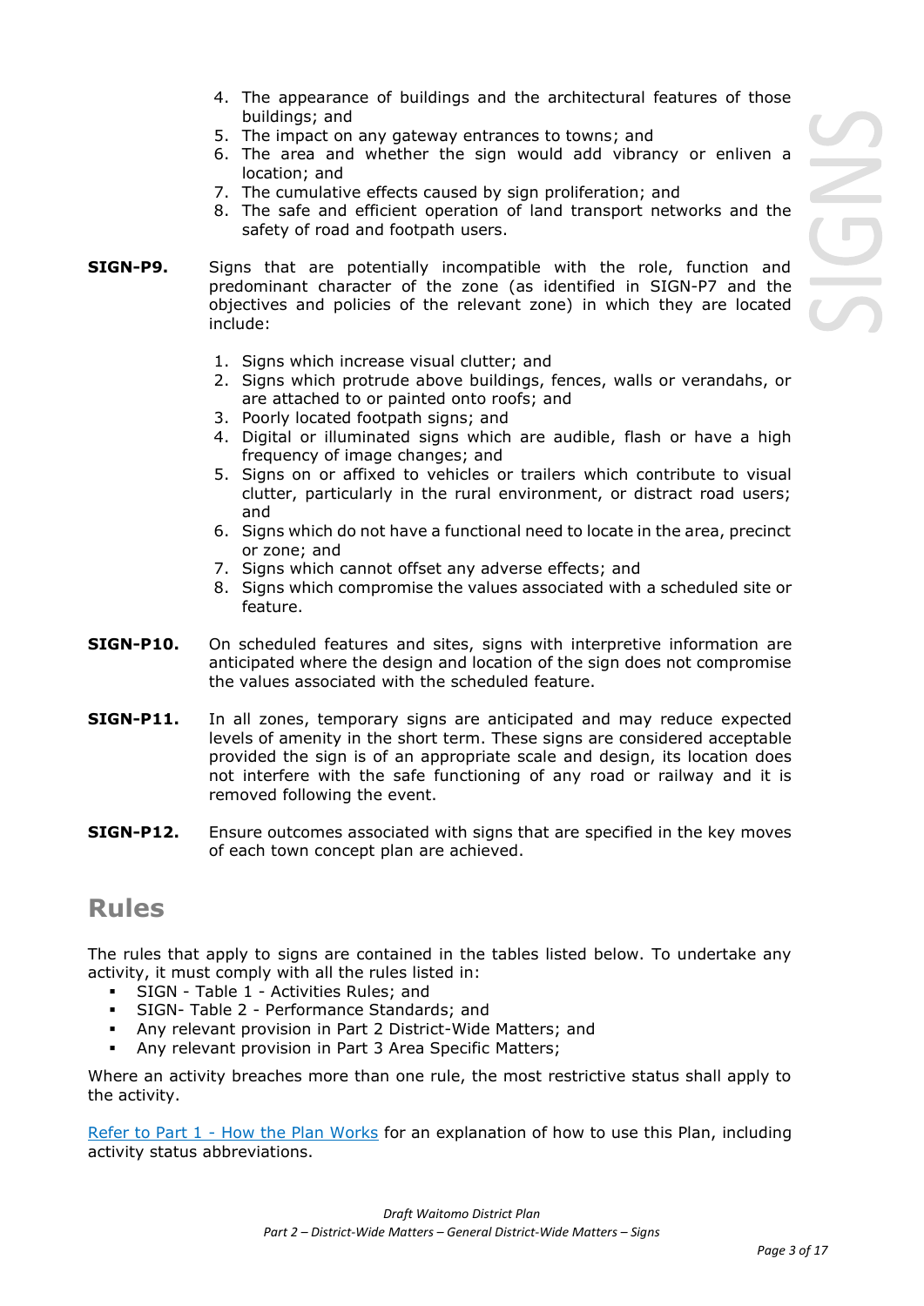4. The appearance of buildings and the architectural features of those buildings; and
5. The impact on any gateway entrances to towns; and
6. The area and whether the sign would add vibrancy or enliven a location; and
7. The cumulative effects caused by sign proliferation; and
8. The safe and efficient operation of land transport networks and the safety of road and footpath users.

**SIGN-P9.** Signs that are potentially incompatible with the role, function and predominant character of the zone (as identified in SIGN-P7 and the objectives and policies of the relevant zone) in which they are located include:

1. Signs which increase visual clutter; and
2. Signs which protrude above buildings, fences, walls or verandahs, or are attached to or painted onto roofs; and
3. Poorly located footpath signs; and
4. Digital or illuminated signs which are audible, flash or have a high frequency of image changes; and
5. Signs on or affixed to vehicles or trailers which contribute to visual clutter, particularly in the rural environment, or distract road users; and
6. Signs which do not have a functional need to locate in the area, precinct or zone; and
7. Signs which cannot offset any adverse effects; and
8. Signs which compromise the values associated with a scheduled site or feature.

**SIGN-P10.** On scheduled features and sites, signs with interpretive information are anticipated where the design and location of the sign does not compromise the values associated with the scheduled feature.

**SIGN-P11.** In all zones, temporary signs are anticipated and may reduce expected levels of amenity in the short term. These signs are considered acceptable provided the sign is of an appropriate scale and design, its location does not interfere with the safe functioning of any road or railway and it is removed following the event.

**SIGN-P12.** Ensure outcomes associated with signs that are specified in the key moves of each town concept plan are achieved.

## Rules

The rules that apply to signs are contained in the tables listed below. To undertake any activity, it must comply with all the rules listed in:

- SIGN - Table 1 - Activities Rules; and
- SIGN- Table 2 - Performance Standards; and
- Any relevant provision in Part 2 District-Wide Matters; and
- Any relevant provision in Part 3 Area Specific Matters;

Where an activity breaches more than one rule, the most restrictive status shall apply to the activity.

Refer to Part 1 - How the Plan Works for an explanation of how to use this Plan, including activity status abbreviations.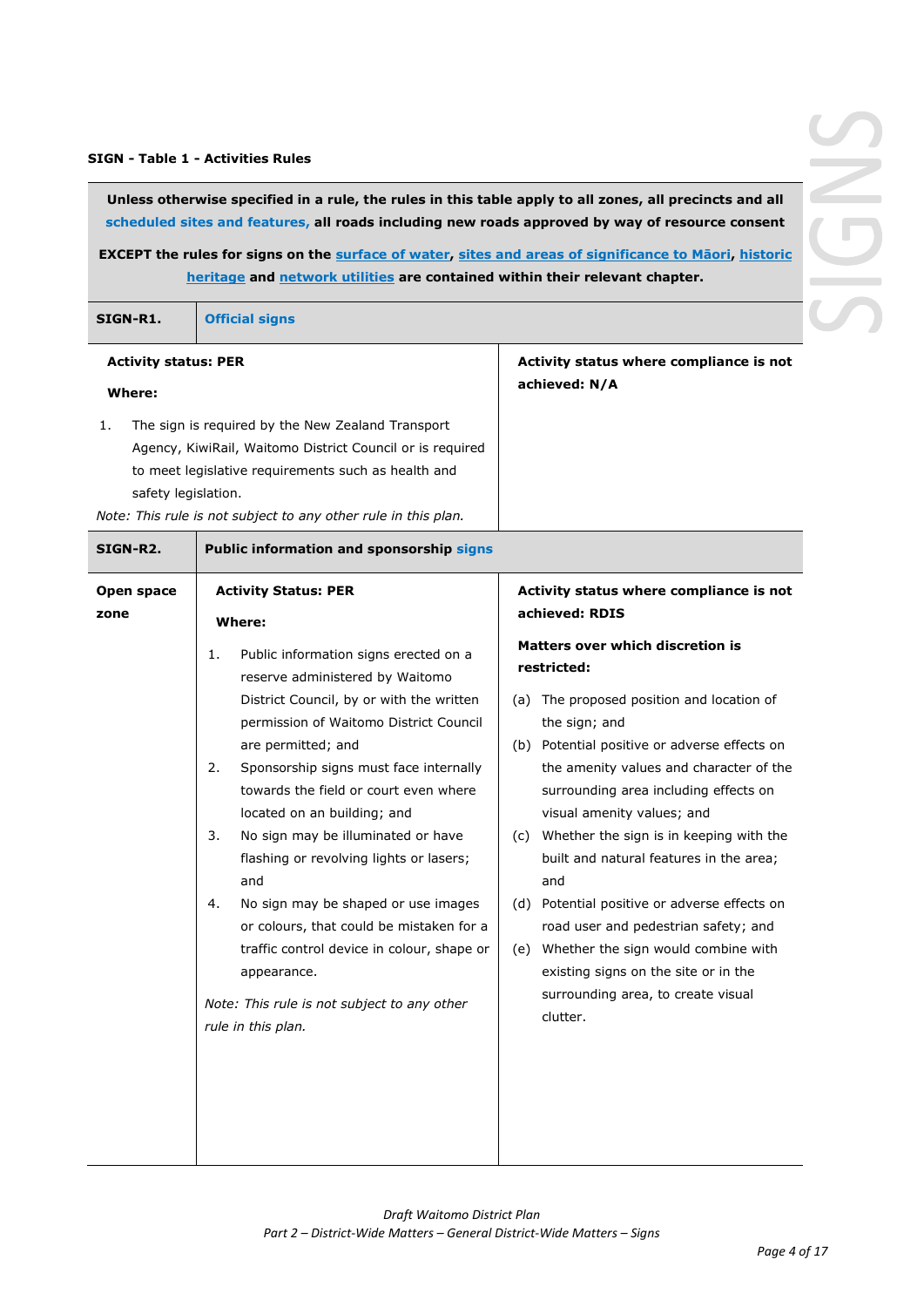**SIGN - Table 1 - Activities Rules**

| | | |
|---|---|---|
| **Unless otherwise specified in a rule, the rules in this table apply to all zones, all precincts and all scheduled sites and features, all roads including new roads approved by way of resource consent**<br><br>**EXCEPT the rules for signs on the surface of water, sites and areas of significance to Māori, historic heritage and network utilities are contained within their relevant chapter.** | | |
| **SIGN-R1.** | **Official signs** | |
| **Activity status: PER**<br><br>**Where:**<br><br>1. The sign is required by the New Zealand Transport Agency, KiwiRail, Waitomo District Council or is required to meet legislative requirements such as health and safety legislation.<br><br>*Note: This rule is not subject to any other rule in this plan.* | | **Activity status where compliance is not achieved: N/A** |
| **SIGN-R2.** | **Public information and sponsorship signs** | |
| **Open space zone** | **Activity Status: PER**<br><br>**Where:**<br><br>1. Public information signs erected on a reserve administered by Waitomo District Council, by or with the written permission of Waitomo District Council are permitted; and<br>2. Sponsorship signs must face internally towards the field or court even where located on a building; and<br>3. No sign may be illuminated or have flashing or revolving lights or lasers; and<br>4. No sign may be shaped or use images or colours, that could be mistaken for a traffic control device in colour, shape or appearance.<br><br>*Note: This rule is not subject to any other rule in this plan.* | **Activity status where compliance is not achieved: RDIS**<br><br>**Matters over which discretion is restricted:**<br><br>(a) The proposed position and location of the sign; and<br>(b) Potential positive or adverse effects on the amenity values and character of the surrounding area including effects on visual amenity values; and<br>(c) Whether the sign is in keeping with the built and natural features in the area; and<br>(d) Potential positive or adverse effects on road user and pedestrian safety; and<br>(e) Whether the sign would combine with existing signs on the site or in the surrounding area, to create visual clutter. |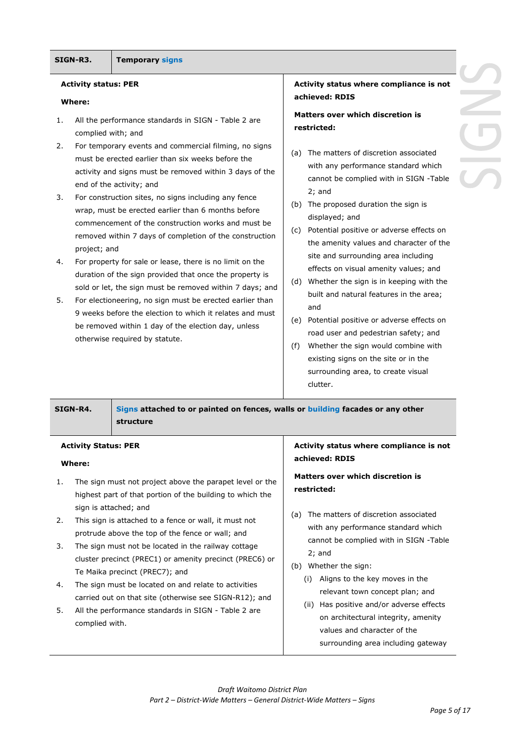| SIGN-R3. | Temporary signs |
|---|---|
| **Activity status: PER**<br><br>**Where:**<br><br>1. All the performance standards in SIGN - Table 2 are complied with; and<br>2. For temporary events and commercial filming, no signs must be erected earlier than six weeks before the activity and signs must be removed within 3 days of the end of the activity; and<br>3. For construction sites, no signs including any fence wrap, must be erected earlier than 6 months before commencement of the construction works and must be removed within 7 days of completion of the construction project; and<br>4. For property for sale or lease, there is no limit on the duration of the sign provided that once the property is sold or let, the sign must be removed within 7 days; and<br>5. For electioneering, no sign must be erected earlier than 9 weeks before the election to which it relates and must be removed within 1 day of the election day, unless otherwise required by statute. | **Activity status where compliance is not achieved: RDIS**<br><br>**Matters over which discretion is restricted:**<br><br>(a) The matters of discretion associated with any performance standard which cannot be complied with in SIGN -Table 2; and<br>(b) The proposed duration the sign is displayed; and<br>(c) Potential positive or adverse effects on the amenity values and character of the site and surrounding area including effects on visual amenity values; and<br>(d) Whether the sign is in keeping with the built and natural features in the area; and<br>(e) Potential positive or adverse effects on road user and pedestrian safety; and<br>(f) Whether the sign would combine with existing signs on the site or in the surrounding area, to create visual clutter. |

| SIGN-R4. | Signs attached to or painted on fences, walls or building facades or any other structure |
|---|---|
| **Activity Status: PER**<br><br>**Where:**<br><br>1. The sign must not project above the parapet level or the highest part of that portion of the building to which the sign is attached; and<br>2. This sign is attached to a fence or wall, it must not protrude above the top of the fence or wall; and<br>3. The sign must not be located in the railway cottage cluster precinct (PREC1) or amenity precinct (PREC6) or Te Maika precinct (PREC7); and<br>4. The sign must be located on and relate to activities carried out on that site (otherwise see SIGN-R12); and<br>5. All the performance standards in SIGN - Table 2 are complied with. | **Activity status where compliance is not achieved: RDIS**<br><br>**Matters over which discretion is restricted:**<br><br>(a) The matters of discretion associated with any performance standard which cannot be complied with in SIGN -Table 2; and<br>(b) Whether the sign:<br>(i) Aligns to the key moves in the relevant town concept plan; and<br>(ii) Has positive and/or adverse effects on architectural integrity, amenity values and character of the surrounding area including gateway |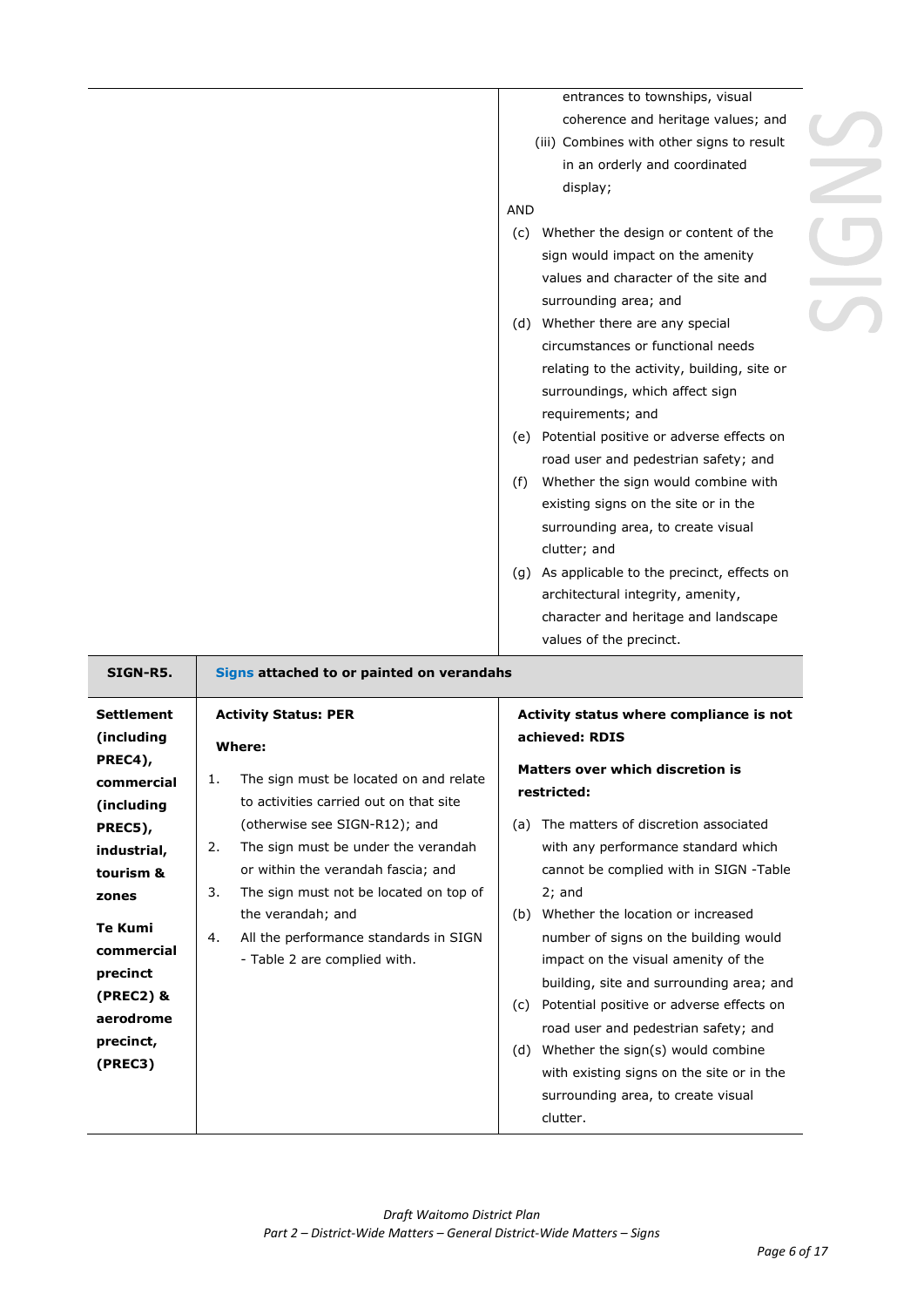| | | |
|---|---|---|
| | | entrances to townships, visual coherence and heritage values; and<br>(iii) Combines with other signs to result in an orderly and coordinated display;<br>AND<br>(c) Whether the design or content of the sign would impact on the amenity values and character of the site and surrounding area; and<br>(d) Whether there are any special circumstances or functional needs relating to the activity, building, site or surroundings, which affect sign requirements; and<br>(e) Potential positive or adverse effects on road user and pedestrian safety; and<br>(f) Whether the sign would combine with existing signs on the site or in the surrounding area, to create visual clutter; and<br>(g) As applicable to the precinct, effects on architectural integrity, amenity, character and heritage and landscape values of the precinct. |
| **SIGN-R5.** | **Signs attached to or painted on verandahs** | |
| **Settlement (including PREC4), commercial (including PREC5), industrial, tourism & zones**<br><br>**Te Kumi commercial precinct (PREC2) & aerodrome precinct, (PREC3)** | **Activity Status: PER**<br><br>**Where:**<br><br>1. The sign must be located on and relate to activities carried out on that site (otherwise see SIGN-R12); and<br>2. The sign must be under the verandah or within the verandah fascia; and<br>3. The sign must not be located on top of the verandah; and<br>4. All the performance standards in SIGN - Table 2 are complied with. | **Activity status where compliance is not achieved: RDIS**<br><br>**Matters over which discretion is restricted:**<br><br>(a) The matters of discretion associated with any performance standard which cannot be complied with in SIGN -Table 2; and<br>(b) Whether the location or increased number of signs on the building would impact on the visual amenity of the building, site and surrounding area; and<br>(c) Potential positive or adverse effects on road user and pedestrian safety; and<br>(d) Whether the sign(s) would combine with existing signs on the site or in the surrounding area, to create visual clutter. |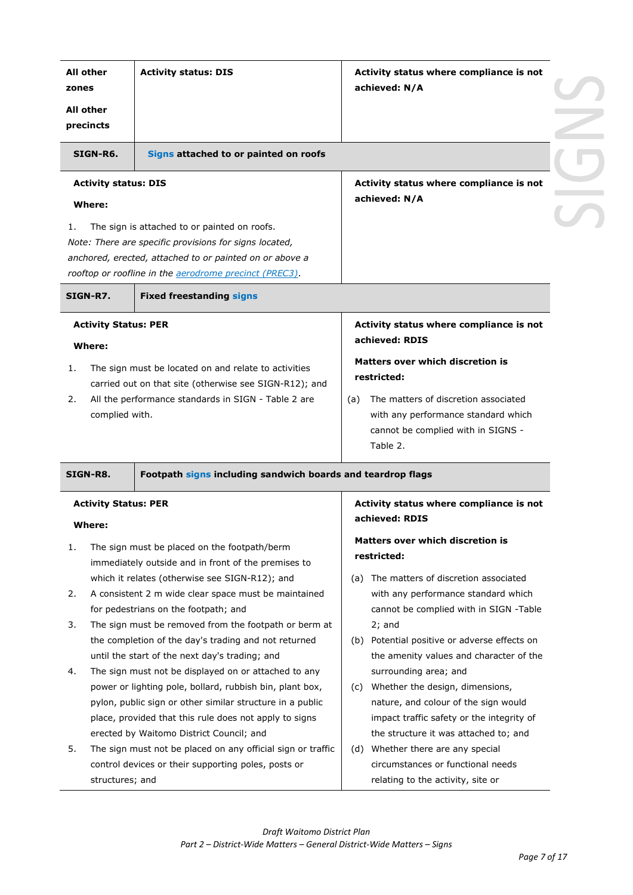| All other zones<br><br>All other precincts | Activity status: DIS | Activity status where compliance is not achieved: N/A |
|---|---|---|

| **SIGN-R6.** | **Signs attached to or painted on roofs** |
|---|---|
| **Activity status: DIS**<br><br>**Where:**<br><br>1. The sign is attached to or painted on roofs.<br>*Note: There are specific provisions for signs located, anchored, erected, attached to or painted on or above a rooftop or roofline in the aerodrome precinct (PREC3).* | **Activity status where compliance is not achieved: N/A** |

| **SIGN-R7.** | **Fixed freestanding signs** |
|---|---|
| **Activity Status: PER**<br><br>**Where:**<br><br>1. The sign must be located on and relate to activities carried out on that site (otherwise see SIGN-R12); and<br>2. All the performance standards in SIGN - Table 2 are complied with. | **Activity status where compliance is not achieved: RDIS**<br><br>**Matters over which discretion is restricted:**<br><br>(a) The matters of discretion associated with any performance standard which cannot be complied with in SIGNS - Table 2. |

| **SIGN-R8.** | **Footpath signs including sandwich boards and teardrop flags** |
|---|---|
| **Activity Status: PER**<br><br>**Where:**<br><br>1. The sign must be placed on the footpath/berm immediately outside and in front of the premises to which it relates (otherwise see SIGN-R12); and<br>2. A consistent 2 m wide clear space must be maintained for pedestrians on the footpath; and<br>3. The sign must be removed from the footpath or berm at the completion of the day's trading and not returned until the start of the next day's trading; and<br>4. The sign must not be displayed on or attached to any power or lighting pole, bollard, rubbish bin, plant box, pylon, public sign or other similar structure in a public place, provided that this rule does not apply to signs erected by Waitomo District Council; and<br>5. The sign must not be placed on any official sign or traffic control devices or their supporting poles, posts or structures; and | **Activity status where compliance is not achieved: RDIS**<br><br>**Matters over which discretion is restricted:**<br><br>(a) The matters of discretion associated with any performance standard which cannot be complied with in SIGN -Table 2; and<br>(b) Potential positive or adverse effects on the amenity values and character of the surrounding area; and<br>(c) Whether the design, dimensions, nature, and colour of the sign would impact traffic safety or the integrity of the structure it was attached to; and<br>(d) Whether there are any special circumstances or functional needs relating to the activity, site or |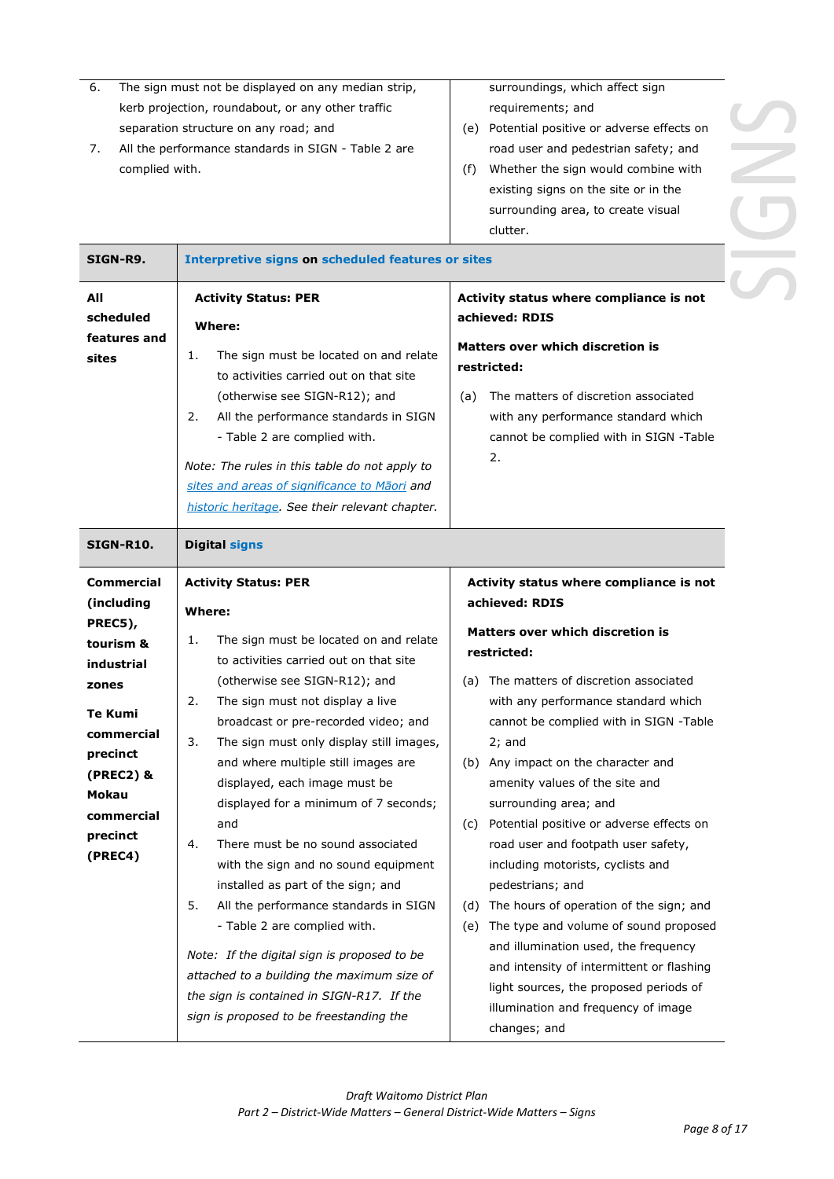| | | |
|---|---|---|
| | 6. The sign must not be displayed on any median strip, kerb projection, roundabout, or any other traffic separation structure on any road; and<br>7. All the performance standards in SIGN - Table 2 are complied with. | surroundings, which affect sign requirements; and<br>(e) Potential positive or adverse effects on road user and pedestrian safety; and<br>(f) Whether the sign would combine with existing signs on the site or in the surrounding area, to create visual clutter. |
| **SIGN-R9.** | **Interpretive signs on scheduled features or sites** | |
| **All scheduled features and sites** | **Activity Status: PER**<br>**Where:**<br>1. The sign must be located on and relate to activities carried out on that site (otherwise see SIGN-R12); and<br>2. All the performance standards in SIGN - Table 2 are complied with.<br>*Note: The rules in this table do not apply to sites and areas of significance to Māori and historic heritage. See their relevant chapter.* | **Activity status where compliance is not achieved: RDIS**<br>**Matters over which discretion is restricted:**<br>(a) The matters of discretion associated with any performance standard which cannot be complied with in SIGN -Table 2. |
| **SIGN-R10.** | **Digital signs** | |
| **Commercial (including PREC5), tourism & industrial zones**<br>**Te Kumi commercial precinct (PREC2) & Mokau commercial precinct (PREC4)** | **Activity Status: PER**<br>**Where:**<br>1. The sign must be located on and relate to activities carried out on that site (otherwise see SIGN-R12); and<br>2. The sign must not display a live broadcast or pre-recorded video; and<br>3. The sign must only display still images, and where multiple still images are displayed, each image must be displayed for a minimum of 7 seconds; and<br>4. There must be no sound associated with the sign and no sound equipment installed as part of the sign; and<br>5. All the performance standards in SIGN - Table 2 are complied with.<br>*Note: If the digital sign is proposed to be attached to a building the maximum size of the sign is contained in SIGN-R17. If the sign is proposed to be freestanding the* | **Activity status where compliance is not achieved: RDIS**<br>**Matters over which discretion is restricted:**<br>(a) The matters of discretion associated with any performance standard which cannot be complied with in SIGN -Table 2; and<br>(b) Any impact on the character and amenity values of the site and surrounding area; and<br>(c) Potential positive or adverse effects on road user and footpath user safety, including motorists, cyclists and pedestrians; and<br>(d) The hours of operation of the sign; and<br>(e) The type and volume of sound proposed and illumination used, the frequency and intensity of intermittent or flashing light sources, the proposed periods of illumination and frequency of image changes; and |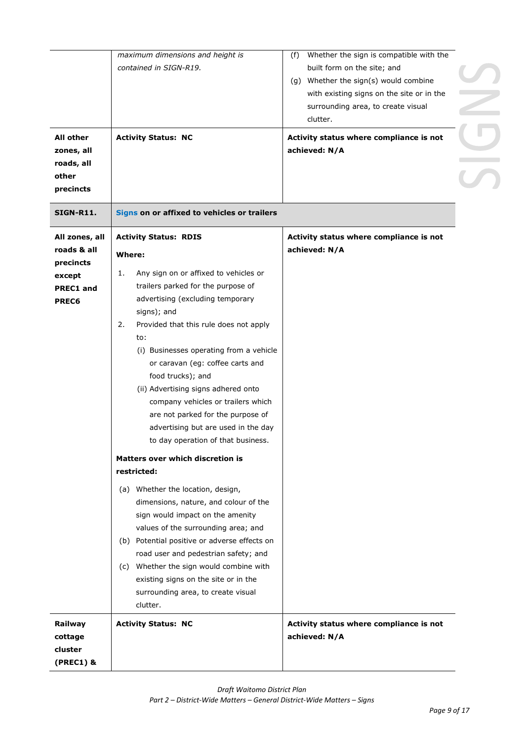| | | |
|---|---|---|
| | *maximum dimensions and height is contained in SIGN-R19.* | (f) Whether the sign is compatible with the built form on the site; and<br>(g) Whether the sign(s) would combine with existing signs on the site or in the surrounding area, to create visual clutter. |
| **All other zones, all roads, all other precincts** | **Activity Status: NC** | **Activity status where compliance is not achieved: N/A** |
| **SIGN-R11.** | **Signs on or affixed to vehicles or trailers** | |
| **All zones, all roads & all precincts except PREC1 and PREC6** | **Activity Status: RDIS**<br><br>**Where:**<br><br>1. Any sign on or affixed to vehicles or trailers parked for the purpose of advertising (excluding temporary signs); and<br>2. Provided that this rule does not apply to:<br>(i) Businesses operating from a vehicle or caravan (eg: coffee carts and food trucks); and<br>(ii) Advertising signs adhered onto company vehicles or trailers which are not parked for the purpose of advertising but are used in the day to day operation of that business.<br><br>**Matters over which discretion is restricted:**<br><br>(a) Whether the location, design, dimensions, nature, and colour of the sign would impact on the amenity values of the surrounding area; and<br>(b) Potential positive or adverse effects on road user and pedestrian safety; and<br>(c) Whether the sign would combine with existing signs on the site or in the surrounding area, to create visual clutter. | **Activity status where compliance is not achieved: N/A** |
| **Railway cottage cluster (PREC1) &** | **Activity Status: NC** | **Activity status where compliance is not achieved: N/A** |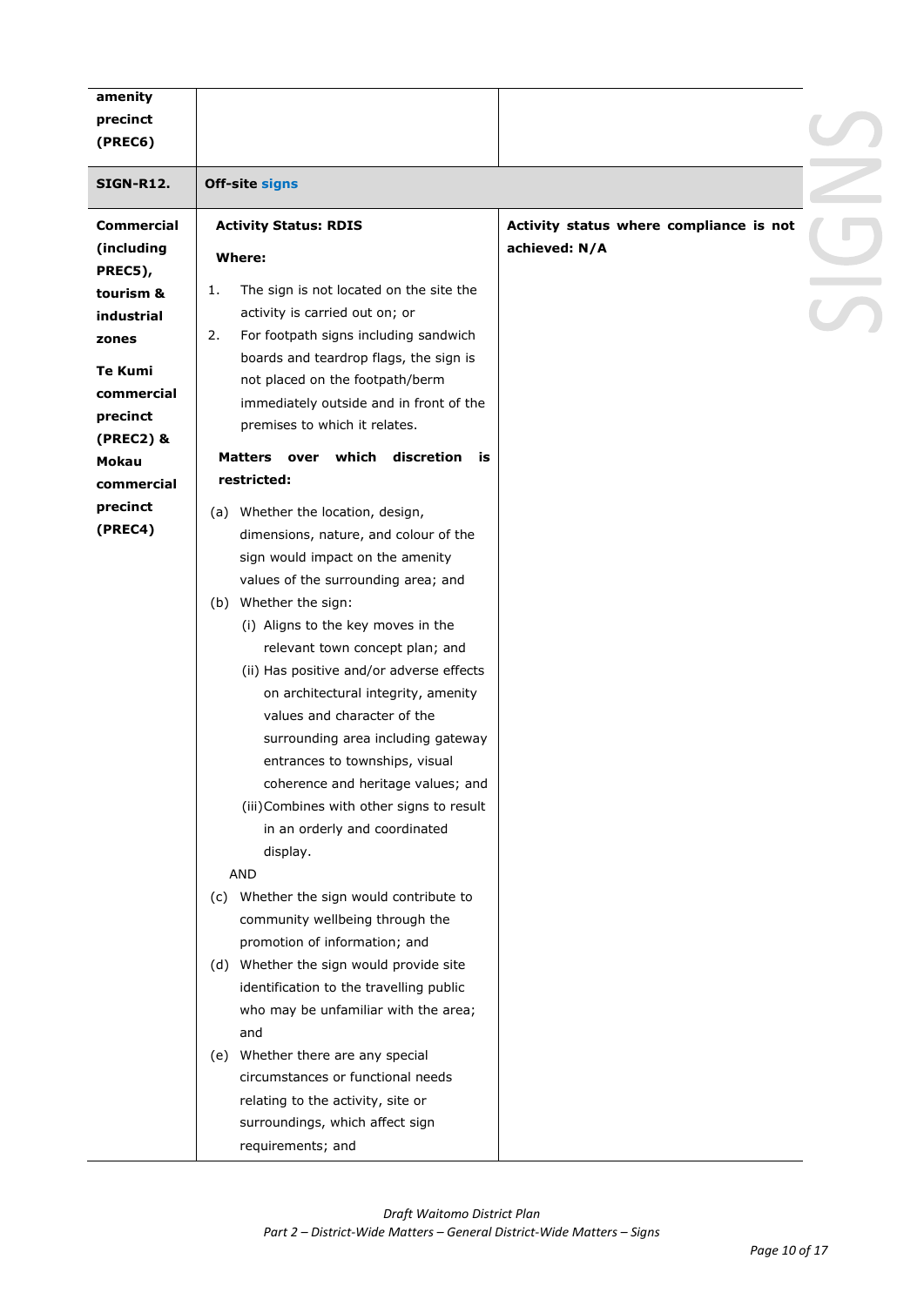| | | |
|---|---|---|
| **amenity precinct (PREC6)** | | |
| **SIGN-R12.** | **Off-site signs** | |
| **Commercial (including PREC5), tourism & industrial zones**<br><br>**Te Kumi commercial precinct (PREC2) & Mokau commercial precinct (PREC4)** | **Activity Status: RDIS**<br><br>**Where:**<br><br>1. The sign is not located on the site the activity is carried out on; or<br>2. For footpath signs including sandwich boards and teardrop flags, the sign is not placed on the footpath/berm immediately outside and in front of the premises to which it relates.<br><br>**Matters over which discretion is restricted:**<br><br>(a) Whether the location, design, dimensions, nature, and colour of the sign would impact on the amenity values of the surrounding area; and<br>(b) Whether the sign:<br>(i) Aligns to the key moves in the relevant town concept plan; and<br>(ii) Has positive and/or adverse effects on architectural integrity, amenity values and character of the surrounding area including gateway entrances to townships, visual coherence and heritage values; and<br>(iii) Combines with other signs to result in an orderly and coordinated display.<br>AND<br>(c) Whether the sign would contribute to community wellbeing through the promotion of information; and<br>(d) Whether the sign would provide site identification to the travelling public who may be unfamiliar with the area; and<br>(e) Whether there are any special circumstances or functional needs relating to the activity, site or surroundings, which affect sign requirements; and | **Activity status where compliance is not achieved: N/A** |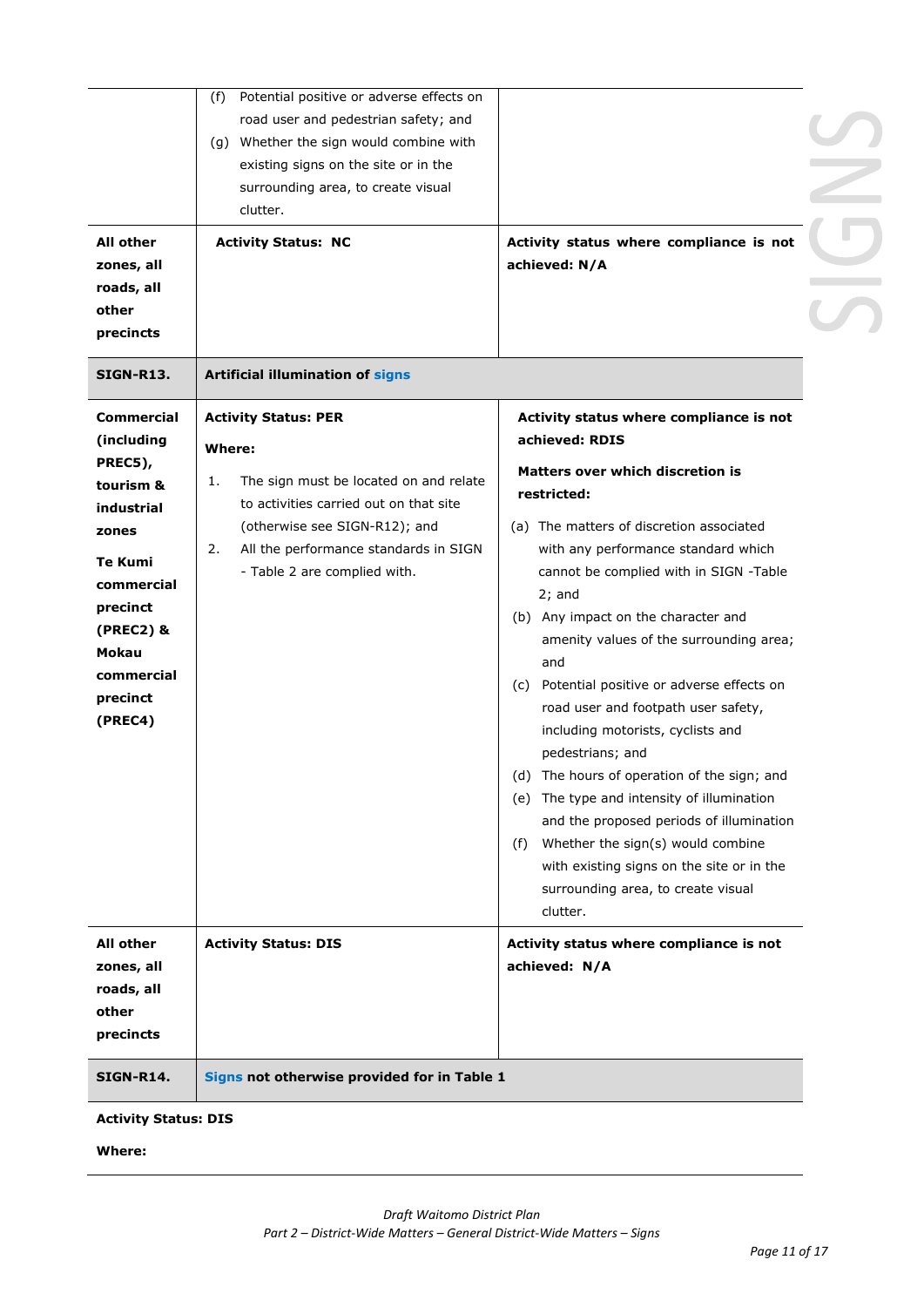| | | |
|---|---|---|
| | (f) Potential positive or adverse effects on road user and pedestrian safety; and<br>(g) Whether the sign would combine with existing signs on the site or in the surrounding area, to create visual clutter. | |
| **All other zones, all roads, all other precincts** | **Activity Status: NC** | **Activity status where compliance is not achieved: N/A** |
| **SIGN-R13.** | **Artificial illumination of signs** | |
| **Commercial (including PREC5), tourism & industrial zones**<br><br>**Te Kumi commercial precinct (PREC2) & Mokau commercial precinct (PREC4)** | **Activity Status: PER**<br><br>**Where:**<br><br>1. The sign must be located on and relate to activities carried out on that site (otherwise see SIGN-R12); and<br>2. All the performance standards in SIGN - Table 2 are complied with. | **Activity status where compliance is not achieved: RDIS**<br><br>**Matters over which discretion is restricted:**<br><br>(a) The matters of discretion associated with any performance standard which cannot be complied with in SIGN -Table 2; and<br>(b) Any impact on the character and amenity values of the surrounding area; and<br>(c) Potential positive or adverse effects on road user and footpath user safety, including motorists, cyclists and pedestrians; and<br>(d) The hours of operation of the sign; and<br>(e) The type and intensity of illumination and the proposed periods of illumination<br>(f) Whether the sign(s) would combine with existing signs on the site or in the surrounding area, to create visual clutter. |
| **All other zones, all roads, all other precincts** | **Activity Status: DIS** | **Activity status where compliance is not achieved: N/A** |
| **SIGN-R14.** | **Signs not otherwise provided for in Table 1** | |

**Activity Status: DIS**

**Where:**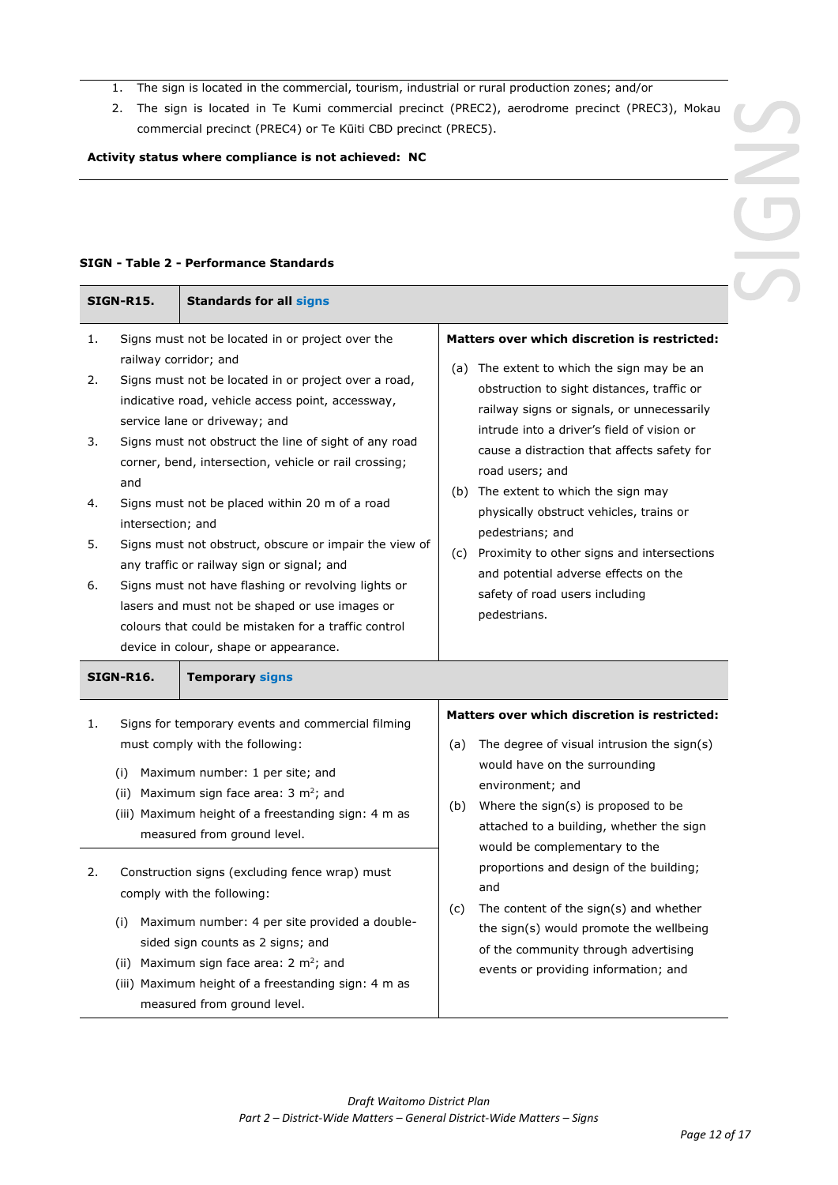1. The sign is located in the commercial, tourism, industrial or rural production zones; and/or
2. The sign is located in Te Kumi commercial precinct (PREC2), aerodrome precinct (PREC3), Mokau commercial precinct (PREC4) or Te Kūiti CBD precinct (PREC5).

**Activity status where compliance is not achieved: NC**

**SIGN - Table 2 - Performance Standards**

| **SIGN-R15.** | **Standards for all signs** | |
|---|---|---|
| | 1. Signs must not be located in or project over the railway corridor; and<br>2. Signs must not be located in or project over a road, indicative road, vehicle access point, accessway, service lane or driveway; and<br>3. Signs must not obstruct the line of sight of any road corner, bend, intersection, vehicle or rail crossing; and<br>4. Signs must not be placed within 20 m of a road intersection; and<br>5. Signs must not obstruct, obscure or impair the view of any traffic or railway sign or signal; and<br>6. Signs must not have flashing or revolving lights or lasers and must not be shaped or use images or colours that could be mistaken for a traffic control device in colour, shape or appearance. | **Matters over which discretion is restricted:**<br>(a) The extent to which the sign may be an obstruction to sight distances, traffic or railway signs or signals, or unnecessarily intrude into a driver's field of vision or cause a distraction that affects safety for road users; and<br>(b) The extent to which the sign may physically obstruct vehicles, trains or pedestrians; and<br>(c) Proximity to other signs and intersections and potential adverse effects on the safety of road users including pedestrians. |
| **SIGN-R16.** | **Temporary signs** | |
| | 1. Signs for temporary events and commercial filming must comply with the following:<br>(i) Maximum number: 1 per site; and<br>(ii) Maximum sign face area: 3 $m^2$; and<br>(iii) Maximum height of a freestanding sign: 4 m as measured from ground level.<br><br>2. Construction signs (excluding fence wrap) must comply with the following:<br>(i) Maximum number: 4 per site provided a double-sided sign counts as 2 signs; and<br>(ii) Maximum sign face area: 2 $m^2$; and<br>(iii) Maximum height of a freestanding sign: 4 m as measured from ground level. | **Matters over which discretion is restricted:**<br>(a) The degree of visual intrusion the sign(s) would have on the surrounding environment; and<br>(b) Where the sign(s) is proposed to be attached to a building, whether the sign would be complementary to the proportions and design of the building; and<br>(c) The content of the sign(s) and whether the sign(s) would promote the wellbeing of the community through advertising events or providing information; and |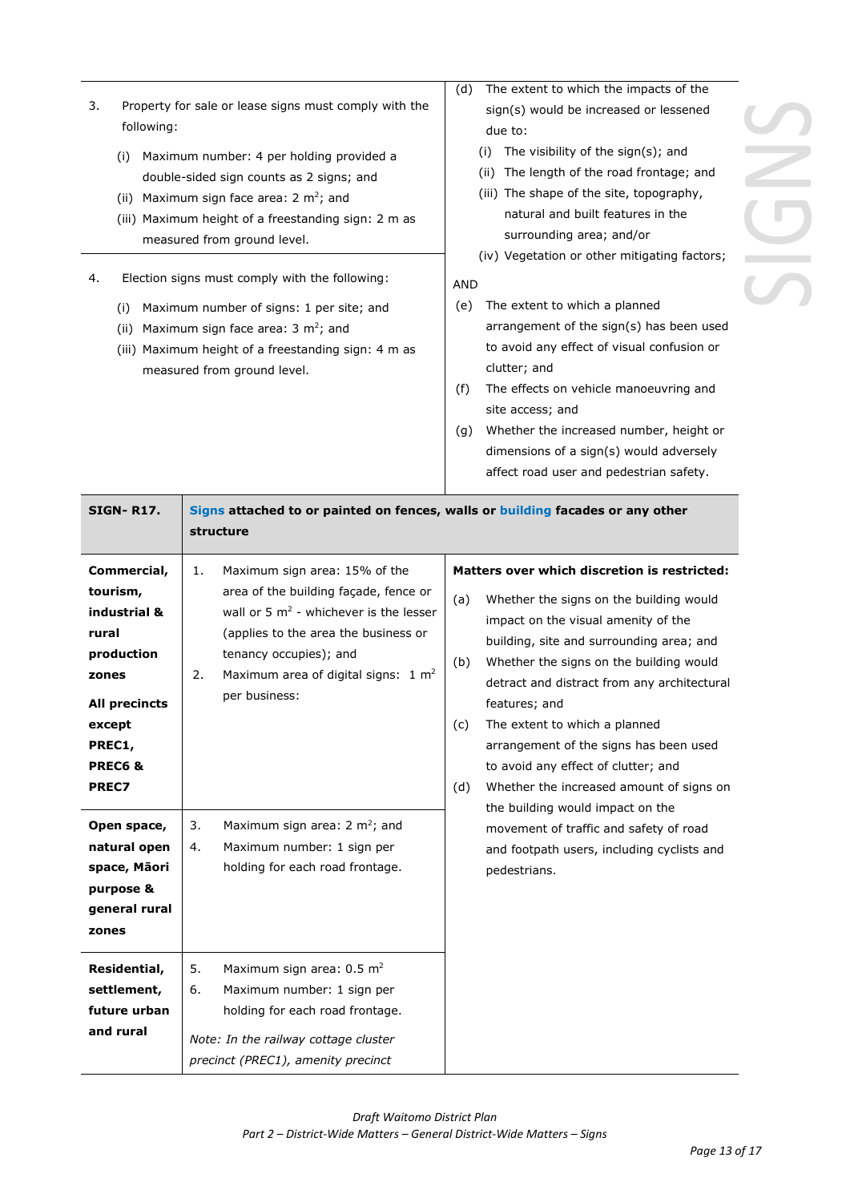| | | |
|---|---|---|
| | 3. Property for sale or lease signs must comply with the following:<br>(i) Maximum number: 4 per holding provided a double-sided sign counts as 2 signs; and<br>(ii) Maximum sign face area: 2 m$^2$; and<br>(iii) Maximum height of a freestanding sign: 2 m as measured from ground level. | (d) The extent to which the impacts of the sign(s) would be increased or lessened due to:<br>(i) The visibility of the sign(s); and<br>(ii) The length of the road frontage; and<br>(iii) The shape of the site, topography, natural and built features in the surrounding area; and/or<br>(iv) Vegetation or other mitigating factors;<br>AND<br>(e) The extent to which a planned arrangement of the sign(s) has been used to avoid any effect of visual confusion or clutter; and<br>(f) The effects on vehicle manoeuvring and site access; and<br>(g) Whether the increased number, height or dimensions of a sign(s) would adversely affect road user and pedestrian safety. |
| | 4. Election signs must comply with the following:<br>(i) Maximum number of signs: 1 per site; and<br>(ii) Maximum sign face area: 3 m$^2$; and<br>(iii) Maximum height of a freestanding sign: 4 m as measured from ground level. | |
| **SIGN- R17.** | **Signs attached to or painted on fences, walls or building facades or any other structure** | |
| **Commercial, tourism, industrial & rural production zones**<br>**All precincts except PREC1, PREC6 & PREC7** | 1. Maximum sign area: 15% of the area of the building façade, fence or wall or 5 m$^2$ - whichever is the lesser (applies to the area the business or tenancy occupies); and<br>2. Maximum area of digital signs: 1 m$^2$ per business: | **Matters over which discretion is restricted:**<br>(a) Whether the signs on the building would impact on the visual amenity of the building, site and surrounding area; and<br>(b) Whether the signs on the building would detract and distract from any architectural features; and<br>(c) The extent to which a planned arrangement of the signs has been used to avoid any effect of clutter; and<br>(d) Whether the increased amount of signs on the building would impact on the movement of traffic and safety of road and footpath users, including cyclists and pedestrians. |
| **Open space, natural open space, Māori purpose & general rural zones** | 3. Maximum sign area: 2 m$^2$; and<br>4. Maximum number: 1 sign per holding for each road frontage. | |
| **Residential, settlement, future urban and rural** | 5. Maximum sign area: 0.5 m$^2$<br>6. Maximum number: 1 sign per holding for each road frontage.<br>*Note: In the railway cottage cluster precinct (PREC1), amenity precinct* | |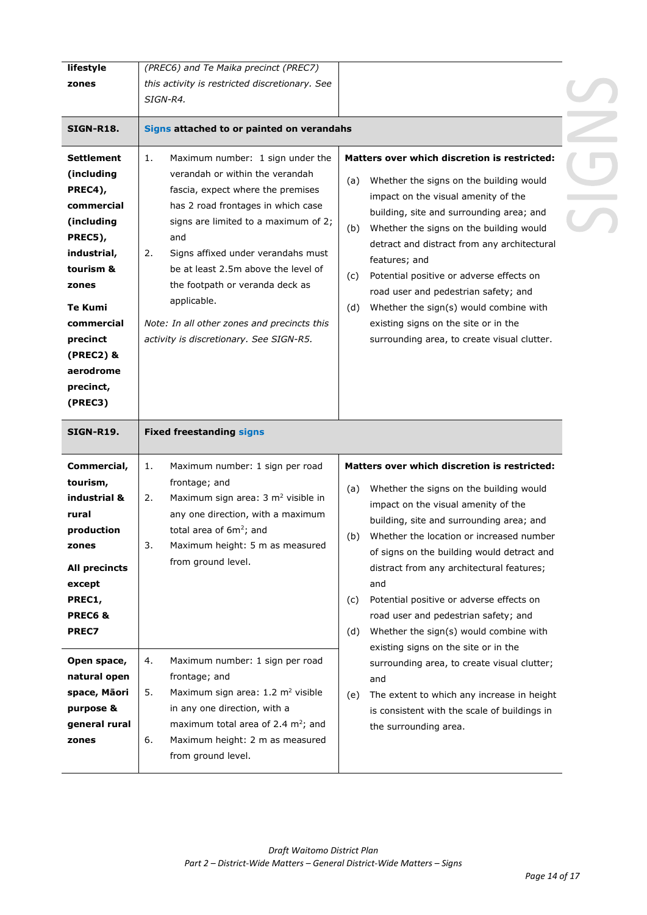| | | |
|---|---|---|
| **lifestyle zones** | *(PREC6) and Te Maika precinct (PREC7) this activity is restricted discretionary. See SIGN-R4.* | |
| **SIGN-R18.** | **Signs attached to or painted on verandahs** | |
| **Settlement (including PREC4), commercial (including PREC5), industrial, tourism & zones**<br><br>**Te Kumi commercial precinct (PREC2) & aerodrome precinct, (PREC3)** | 1. Maximum number: 1 sign under the verandah or within the verandah fascia, expect where the premises has 2 road frontages in which case signs are limited to a maximum of 2; and<br>2. Signs affixed under verandahs must be at least 2.5m above the level of the footpath or veranda deck as applicable.<br><br>*Note: In all other zones and precincts this activity is discretionary. See SIGN-R5.* | **Matters over which discretion is restricted:**<br>(a) Whether the signs on the building would impact on the visual amenity of the building, site and surrounding area; and<br>(b) Whether the signs on the building would detract and distract from any architectural features; and<br>(c) Potential positive or adverse effects on road user and pedestrian safety; and<br>(d) Whether the sign(s) would combine with existing signs on the site or in the surrounding area, to create visual clutter. |
| **SIGN-R19.** | **Fixed freestanding signs** | |
| **Commercial, tourism, industrial & rural production zones**<br><br>**All precincts except PREC1, PREC6 & PREC7** | 1. Maximum number: 1 sign per road frontage; and<br>2. Maximum sign area: 3 $m^2$ visible in any one direction, with a maximum total area of 6$m^2$; and<br>3. Maximum height: 5 m as measured from ground level. | **Matters over which discretion is restricted:**<br>(a) Whether the signs on the building would impact on the visual amenity of the building, site and surrounding area; and<br>(b) Whether the location or increased number of signs on the building would detract and distract from any architectural features; and<br>(c) Potential positive or adverse effects on road user and pedestrian safety; and<br>(d) Whether the sign(s) would combine with existing signs on the site or in the surrounding area, to create visual clutter; and<br>(e) The extent to which any increase in height is consistent with the scale of buildings in the surrounding area. |
| **Open space, natural open space, Māori purpose & general rural zones** | 4. Maximum number: 1 sign per road frontage; and<br>5. Maximum sign area: 1.2 $m^2$ visible in any one direction, with a maximum total area of 2.4 $m^2$; and<br>6. Maximum height: 2 m as measured from ground level. | |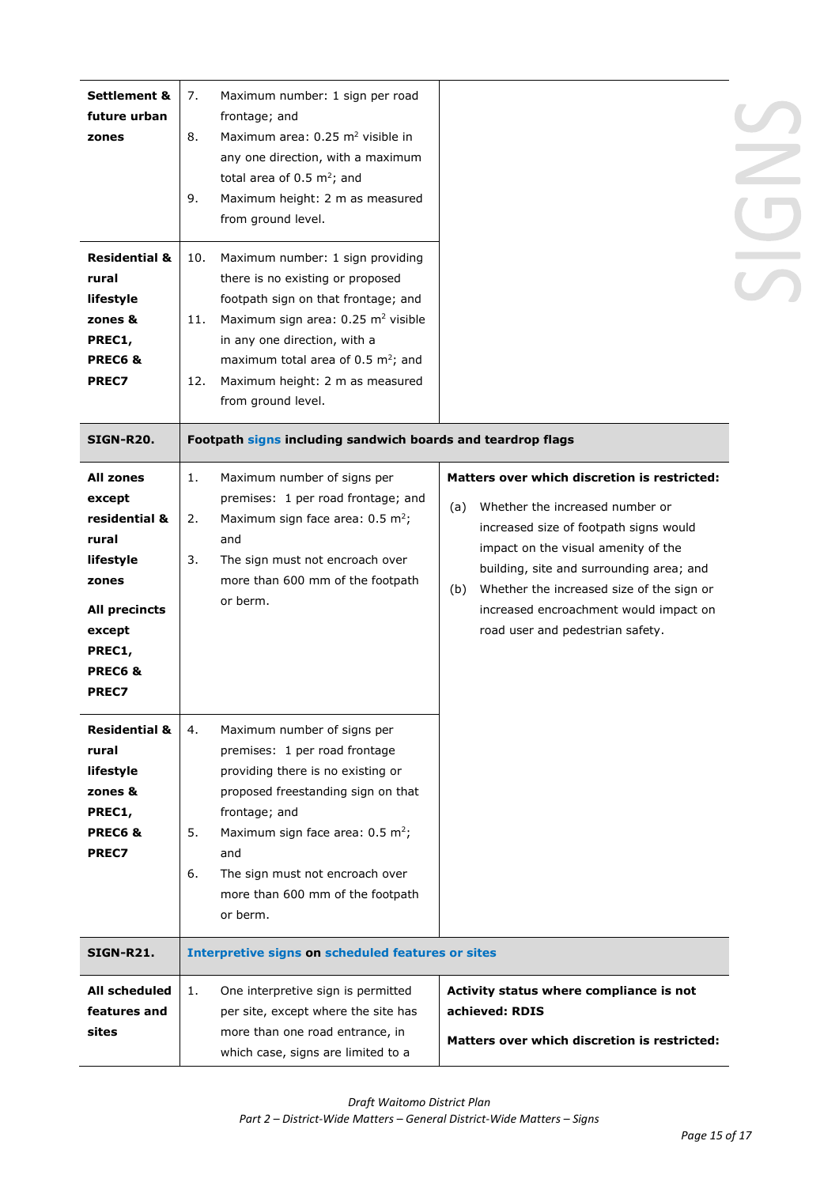| | | |
|---|---|---|
| **Settlement & future urban zones** | 7. Maximum number: 1 sign per road frontage; and<br>8. Maximum area: 0.25 m$^2$ visible in any one direction, with a maximum total area of 0.5 m$^2$; and<br>9. Maximum height: 2 m as measured from ground level. | |
| **Residential & rural lifestyle zones & PREC1, PREC6 & PREC7** | 10. Maximum number: 1 sign providing there is no existing or proposed footpath sign on that frontage; and<br>11. Maximum sign area: 0.25 m$^2$ visible in any one direction, with a maximum total area of 0.5 m$^2$; and<br>12. Maximum height: 2 m as measured from ground level. | |
| **SIGN-R20.** | **Footpath signs including sandwich boards and teardrop flags** | |
| **All zones except residential & rural lifestyle zones**<br><br>**All precincts except PREC1, PREC6 & PREC7** | 1. Maximum number of signs per premises: 1 per road frontage; and<br>2. Maximum sign face area: 0.5 m$^2$; and<br>3. The sign must not encroach over more than 600 mm of the footpath or berm. | **Matters over which discretion is restricted:**<br>(a) Whether the increased number or increased size of footpath signs would impact on the visual amenity of the building, site and surrounding area; and<br>(b) Whether the increased size of the sign or increased encroachment would impact on road user and pedestrian safety. |
| **Residential & rural lifestyle zones & PREC1, PREC6 & PREC7** | 4. Maximum number of signs per premises: 1 per road frontage providing there is no existing or proposed freestanding sign on that frontage; and<br>5. Maximum sign face area: 0.5 m$^2$; and<br>6. The sign must not encroach over more than 600 mm of the footpath or berm. | |
| **SIGN-R21.** | **Interpretive signs on scheduled features or sites** | |
| **All scheduled features and sites** | 1. One interpretive sign is permitted per site, except where the site has more than one road entrance, in which case, signs are limited to a | **Activity status where compliance is not achieved: RDIS**<br><br>**Matters over which discretion is restricted:** |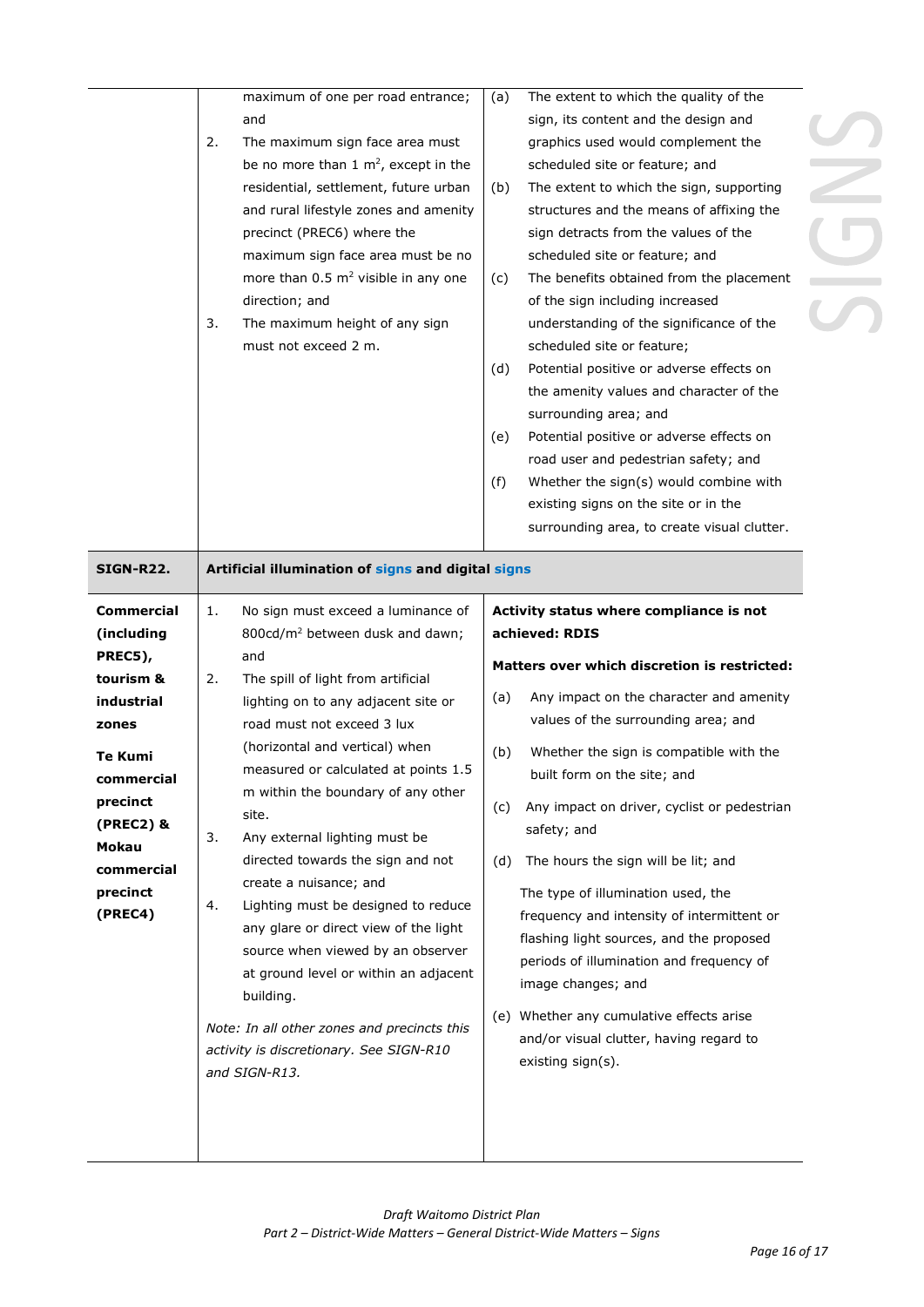| | | |
|---|---|---|
| | maximum of one per road entrance; and<br>2. The maximum sign face area must be no more than 1 $m^2$, except in the residential, settlement, future urban and rural lifestyle zones and amenity precinct (PREC6) where the maximum sign face area must be no more than 0.5 $m^2$ visible in any one direction; and<br>3. The maximum height of any sign must not exceed 2 m. | (a) The extent to which the quality of the sign, its content and the design and graphics used would complement the scheduled site or feature; and<br>(b) The extent to which the sign, supporting structures and the means of affixing the sign detracts from the values of the scheduled site or feature; and<br>(c) The benefits obtained from the placement of the sign including increased understanding of the significance of the scheduled site or feature;<br>(d) Potential positive or adverse effects on the amenity values and character of the surrounding area; and<br>(e) Potential positive or adverse effects on road user and pedestrian safety; and<br>(f) Whether the sign(s) would combine with existing signs on the site or in the surrounding area, to create visual clutter. |
| **SIGN-R22.** | **Artificial illumination of signs and digital signs** | |
| **Commercial (including PREC5), tourism & industrial zones**<br><br>**Te Kumi commercial precinct (PREC2) & Mokau commercial precinct (PREC4)** | 1. No sign must exceed a luminance of 800cd/$m^2$ between dusk and dawn; and<br>2. The spill of light from artificial lighting on to any adjacent site or road must not exceed 3 lux (horizontal and vertical) when measured or calculated at points 1.5 m within the boundary of any other site.<br>3. Any external lighting must be directed towards the sign and not create a nuisance; and<br>4. Lighting must be designed to reduce any glare or direct view of the light source when viewed by an observer at ground level or within an adjacent building.<br><br>*Note: In all other zones and precincts this activity is discretionary. See SIGN-R10 and SIGN-R13.* | **Activity status where compliance is not achieved: RDIS**<br><br>**Matters over which discretion is restricted:**<br>(a) Any impact on the character and amenity values of the surrounding area; and<br>(b) Whether the sign is compatible with the built form on the site; and<br>(c) Any impact on driver, cyclist or pedestrian safety; and<br>(d) The hours the sign will be lit; and<br>The type of illumination used, the frequency and intensity of intermittent or flashing light sources, and the proposed periods of illumination and frequency of image changes; and<br>(e) Whether any cumulative effects arise and/or visual clutter, having regard to existing sign(s). |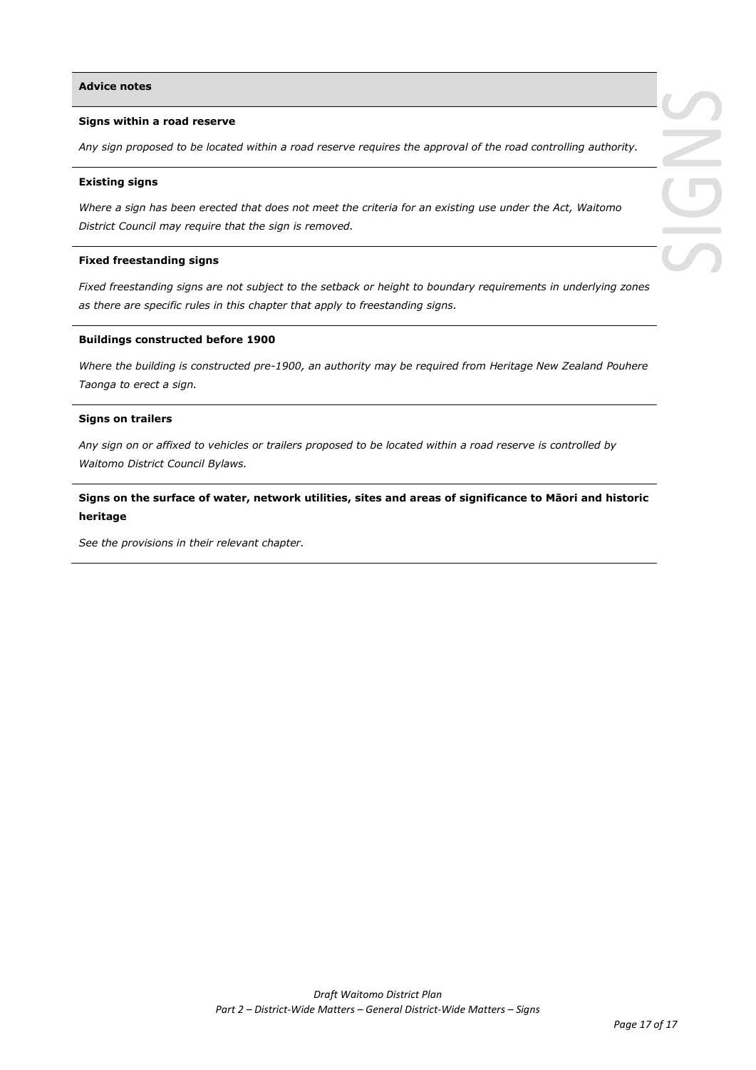**Advice notes**

**Signs within a road reserve**

*Any sign proposed to be located within a road reserve requires the approval of the road controlling authority.*

**Existing signs**

*Where a sign has been erected that does not meet the criteria for an existing use under the Act, Waitomo District Council may require that the sign is removed.*

**Fixed freestanding signs**

*Fixed freestanding signs are not subject to the setback or height to boundary requirements in underlying zones as there are specific rules in this chapter that apply to freestanding signs.*

**Buildings constructed before 1900**

*Where the building is constructed pre-1900, an authority may be required from Heritage New Zealand Pouhere Taonga to erect a sign.*

**Signs on trailers**

*Any sign on or affixed to vehicles or trailers proposed to be located within a road reserve is controlled by Waitomo District Council Bylaws.*

**Signs on the surface of water, network utilities, sites and areas of significance to Māori and historic heritage**

*See the provisions in their relevant chapter.*